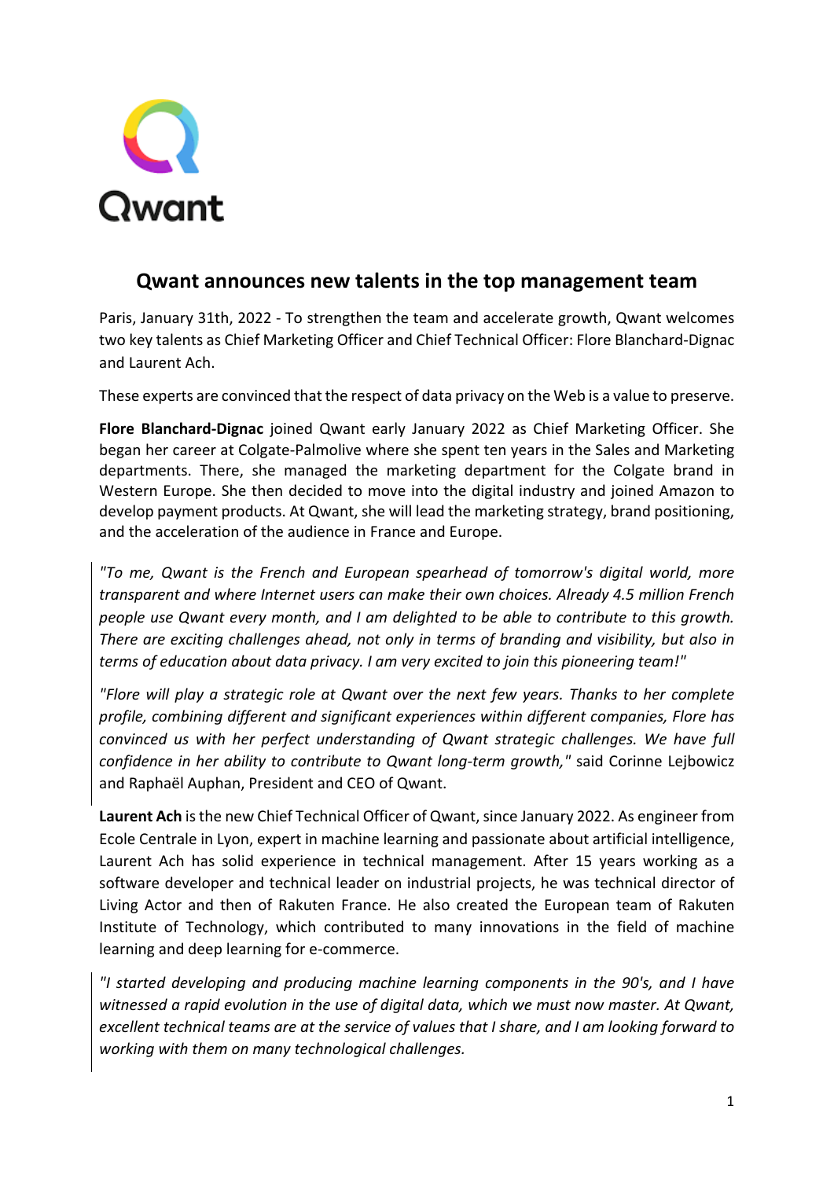Qwant

## Qwant announces new talents in the top management team

Paris, January 31th, 2022 - To strengthen the team and accelerate growth, Qwant welcomes two key talents as Chief Marketing Officer and Chief Technical Officer: Flore Blanchard-Dignac and Laurent Ach.

These experts are convinced that the respect of data privacy on the Web is a value to preserve.

**Flore Blanchard-Dignac** joined Qwant early January 2022 as Chief Marketing Officer. She began her career at Colgate-Palmolive where she spent ten years in the Sales and Marketing departments. There, she managed the marketing department for the Colgate brand in Western Europe. She then decided to move into the digital industry and joined Amazon to develop payment products. At Qwant, she will lead the marketing strategy, brand positioning, and the acceleration of the audience in France and Europe.

> *"To me, Qwant is the French and European spearhead of tomorrow's digital world, more transparent and where Internet users can make their own choices. Already 4.5 million French people use Qwant every month, and I am delighted to be able to contribute to this growth. There are exciting challenges ahead, not only in terms of branding and visibility, but also in terms of education about data privacy. I am very excited to join this pioneering team!"*
>
> *"Flore will play a strategic role at Qwant over the next few years. Thanks to her complete profile, combining different and significant experiences within different companies, Flore has convinced us with her perfect understanding of Qwant strategic challenges. We have full confidence in her ability to contribute to Qwant long-term growth,"* said Corinne Lejbowicz and Raphaël Auphan, President and CEO of Qwant.

**Laurent Ach** is the new Chief Technical Officer of Qwant, since January 2022. As engineer from Ecole Centrale in Lyon, expert in machine learning and passionate about artificial intelligence, Laurent Ach has solid experience in technical management. After 15 years working as a software developer and technical leader on industrial projects, he was technical director of Living Actor and then of Rakuten France. He also created the European team of Rakuten Institute of Technology, which contributed to many innovations in the field of machine learning and deep learning for e-commerce.

> *"I started developing and producing machine learning components in the 90's, and I have witnessed a rapid evolution in the use of digital data, which we must now master. At Qwant, excellent technical teams are at the service of values that I share, and I am looking forward to working with them on many technological challenges.*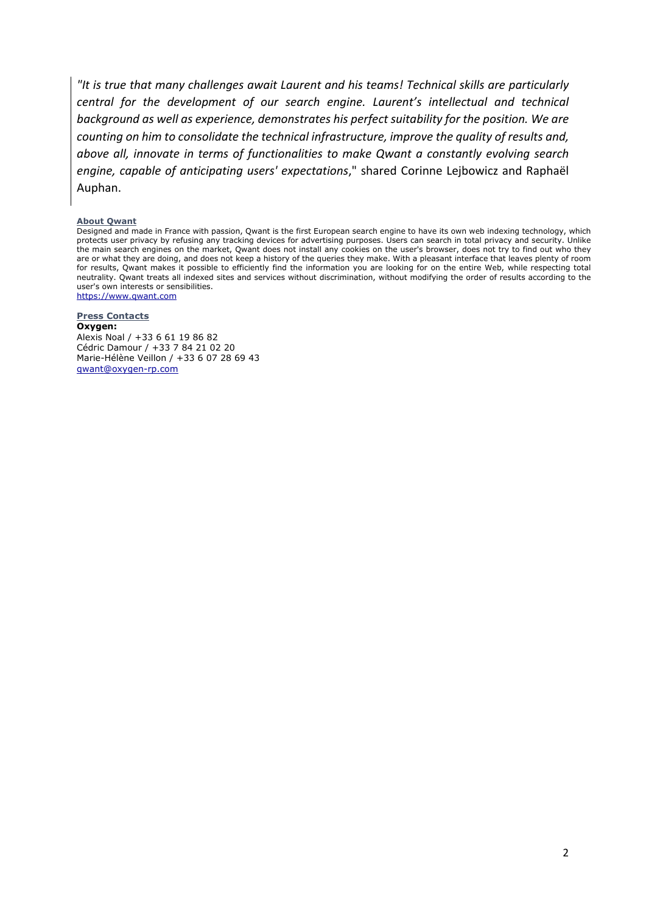*"It is true that many challenges await Laurent and his teams! Technical skills are particularly central for the development of our search engine. Laurent's intellectual and technical background as well as experience, demonstrates his perfect suitability for the position. We are counting on him to consolidate the technical infrastructure, improve the quality of results and, above all, innovate in terms of functionalities to make Qwant a constantly evolving search engine, capable of anticipating users' expectations*," shared Corinne Lejbowicz and Raphaël Auphan.

**About Qwant**

Designed and made in France with passion, Qwant is the first European search engine to have its own web indexing technology, which protects user privacy by refusing any tracking devices for advertising purposes. Users can search in total privacy and security. Unlike the main search engines on the market, Qwant does not install any cookies on the user's browser, does not try to find out who they are or what they are doing, and does not keep a history of the queries they make. With a pleasant interface that leaves plenty of room for results, Qwant makes it possible to efficiently find the information you are looking for on the entire Web, while respecting total neutrality. Qwant treats all indexed sites and services without discrimination, without modifying the order of results according to the user's own interests or sensibilities.
https://www.qwant.com

**Press Contacts**

**Oxygen:**
Alexis Noal / +33 6 61 19 86 82
Cédric Damour / +33 7 84 21 02 20
Marie-Hélène Veillon / +33 6 07 28 69 43
qwant@oxygen-rp.com